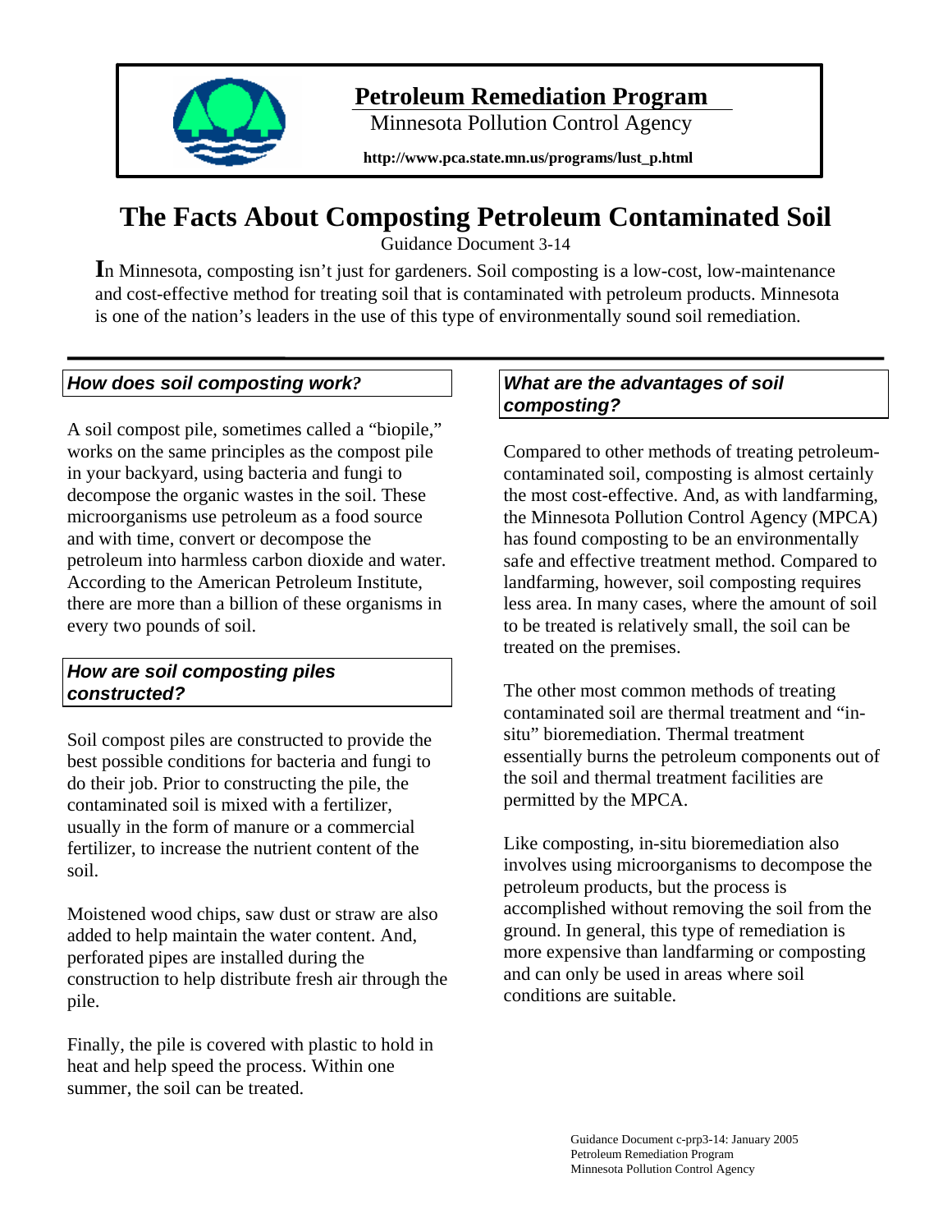# Petroleum Remediation Program

Minnesota Pollution Control Agency

**http://www.pca.state.mn.us/programs/lust_p.html**

# The Facts About Composting Petroleum Contaminated Soil

Guidance Document 3-14

In Minnesota, composting isn't just for gardeners. Soil composting is a low-cost, low-maintenance and cost-effective method for treating soil that is contaminated with petroleum products. Minnesota is one of the nation's leaders in the use of this type of environmentally sound soil remediation.

## *How does soil composting work?*

A soil compost pile, sometimes called a "biopile," works on the same principles as the compost pile in your backyard, using bacteria and fungi to decompose the organic wastes in the soil. These microorganisms use petroleum as a food source and with time, convert or decompose the petroleum into harmless carbon dioxide and water. According to the American Petroleum Institute, there are more than a billion of these organisms in every two pounds of soil.

## *How are soil composting piles constructed?*

Soil compost piles are constructed to provide the best possible conditions for bacteria and fungi to do their job. Prior to constructing the pile, the contaminated soil is mixed with a fertilizer, usually in the form of manure or a commercial fertilizer, to increase the nutrient content of the soil.

Moistened wood chips, saw dust or straw are also added to help maintain the water content. And, perforated pipes are installed during the construction to help distribute fresh air through the pile.

Finally, the pile is covered with plastic to hold in heat and help speed the process. Within one summer, the soil can be treated.

## *What are the advantages of soil composting?*

Compared to other methods of treating petroleum-contaminated soil, composting is almost certainly the most cost-effective. And, as with landfarming, the Minnesota Pollution Control Agency (MPCA) has found composting to be an environmentally safe and effective treatment method. Compared to landfarming, however, soil composting requires less area. In many cases, where the amount of soil to be treated is relatively small, the soil can be treated on the premises.

The other most common methods of treating contaminated soil are thermal treatment and "in-situ" bioremediation. Thermal treatment essentially burns the petroleum components out of the soil and thermal treatment facilities are permitted by the MPCA.

Like composting, in-situ bioremediation also involves using microorganisms to decompose the petroleum products, but the process is accomplished without removing the soil from the ground. In general, this type of remediation is more expensive than landfarming or composting and can only be used in areas where soil conditions are suitable.

Guidance Document c-prp3-14: January 2005
Petroleum Remediation Program
Minnesota Pollution Control Agency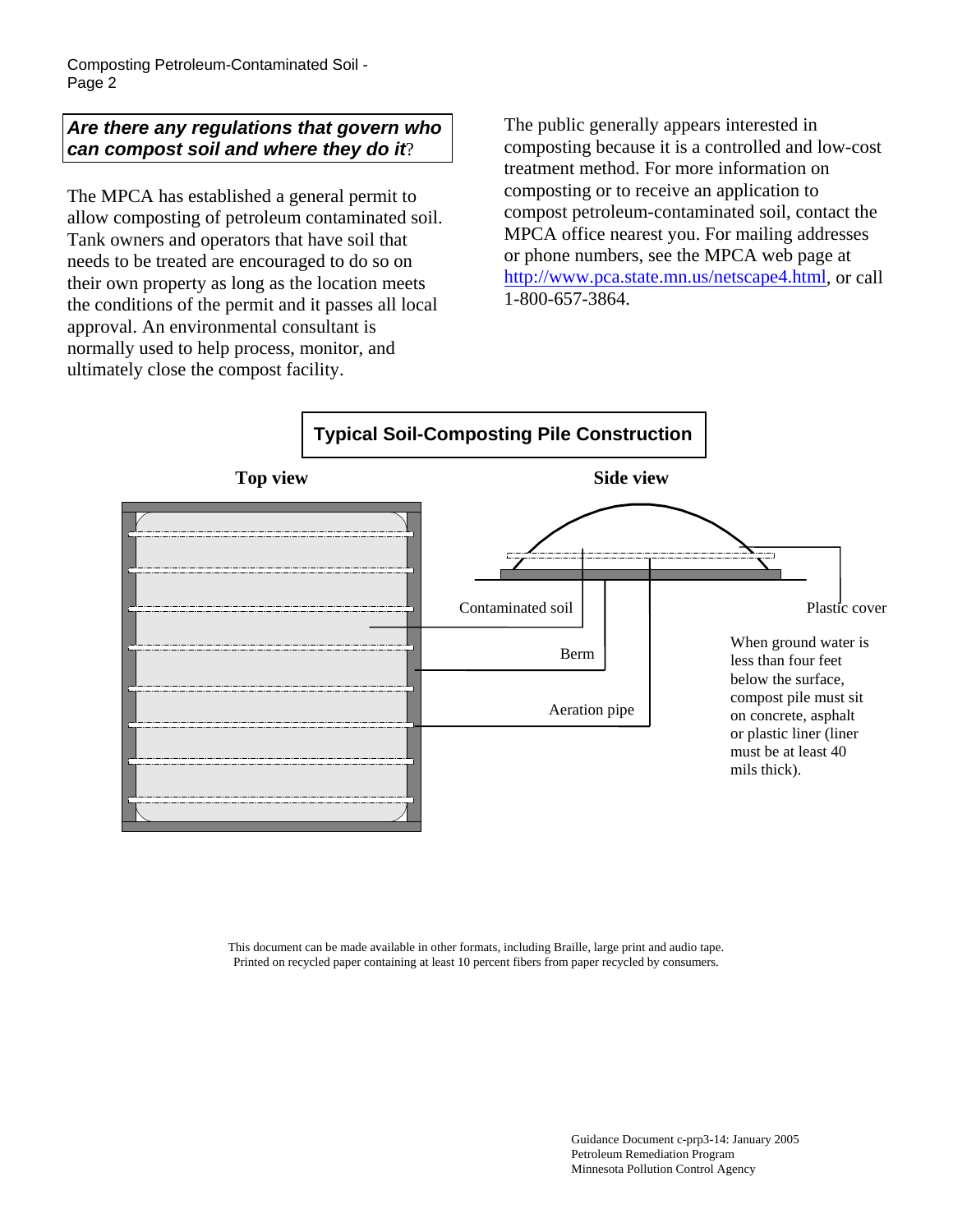***Are there any regulations that govern who can compost soil and where they do it?***

The MPCA has established a general permit to allow composting of petroleum contaminated soil. Tank owners and operators that have soil that needs to be treated are encouraged to do so on their own property as long as the location meets the conditions of the permit and it passes all local approval. An environmental consultant is normally used to help process, monitor, and ultimately close the compost facility.

The public generally appears interested in composting because it is a controlled and low-cost treatment method. For more information on composting or to receive an application to compost petroleum-contaminated soil, contact the MPCA office nearest you. For mailing addresses or phone numbers, see the MPCA web page at http://www.pca.state.mn.us/netscape4.html, or call 1-800-657-3864.

**Typical Soil-Composting Pile Construction**

**Top view**

**Side view**

Contaminated soil

Berm

Aeration pipe

Plastic cover

When ground water is less than four feet below the surface, compost pile must sit on concrete, asphalt or plastic liner (liner must be at least 40 mils thick).

This document can be made available in other formats, including Braille, large print and audio tape.
Printed on recycled paper containing at least 10 percent fibers from paper recycled by consumers.

Guidance Document c-prp3-14: January 2005
Petroleum Remediation Program
Minnesota Pollution Control Agency